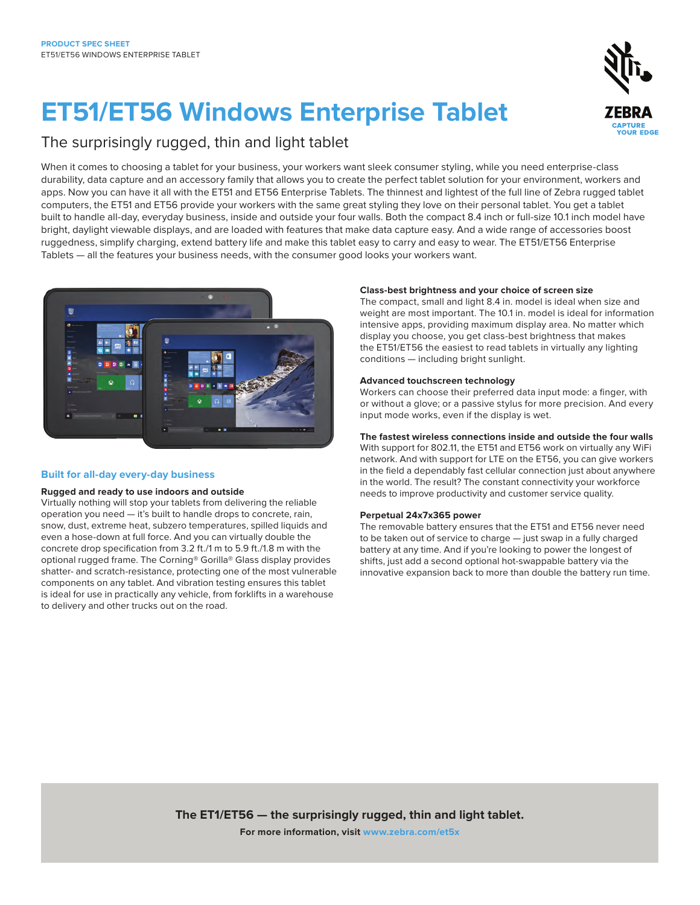PRODUCT SPEC SHEET
ET51/ET56 WINDOWS ENTERPRISE TABLET

# ET51/ET56 Windows Enterprise Tablet

## The surprisingly rugged, thin and light tablet

When it comes to choosing a tablet for your business, your workers want sleek consumer styling, while you need enterprise-class durability, data capture and an accessory family that allows you to create the perfect tablet solution for your environment, workers and apps. Now you can have it all with the ET51 and ET56 Enterprise Tablets. The thinnest and lightest of the full line of Zebra rugged tablet computers, the ET51 and ET56 provide your workers with the same great styling they love on their personal tablet. You get a tablet built to handle all-day, everyday business, inside and outside your four walls. Both the compact 8.4 inch or full-size 10.1 inch model have bright, daylight viewable displays, and are loaded with features that make data capture easy. And a wide range of accessories boost ruggedness, simplify charging, extend battery life and make this tablet easy to carry and easy to wear. The ET51/ET56 Enterprise Tablets — all the features your business needs, with the consumer good looks your workers want.

## Built for all-day every-day business

### Rugged and ready to use indoors and outside

Virtually nothing will stop your tablets from delivering the reliable operation you need — it's built to handle drops to concrete, rain, snow, dust, extreme heat, subzero temperatures, spilled liquids and even a hose-down at full force. And you can virtually double the concrete drop specification from 3.2 ft./1 m to 5.9 ft./1.8 m with the optional rugged frame. The Corning® Gorilla® Glass display provides shatter- and scratch-resistance, protecting one of the most vulnerable components on any tablet. And vibration testing ensures this tablet is ideal for use in practically any vehicle, from forklifts in a warehouse to delivery and other trucks out on the road.

### Class-best brightness and your choice of screen size

The compact, small and light 8.4 in. model is ideal when size and weight are most important. The 10.1 in. model is ideal for information intensive apps, providing maximum display area. No matter which display you choose, you get class-best brightness that makes the ET51/ET56 the easiest to read tablets in virtually any lighting conditions — including bright sunlight.

### Advanced touchscreen technology

Workers can choose their preferred data input mode: a finger, with or without a glove; or a passive stylus for more precision. And every input mode works, even if the display is wet.

### The fastest wireless connections inside and outside the four walls

With support for 802.11, the ET51 and ET56 work on virtually any WiFi network. And with support for LTE on the ET56, you can give workers in the field a dependably fast cellular connection just about anywhere in the world. The result? The constant connectivity your workforce needs to improve productivity and customer service quality.

### Perpetual 24x7x365 power

The removable battery ensures that the ET51 and ET56 never need to be taken out of service to charge — just swap in a fully charged battery at any time. And if you're looking to power the longest of shifts, just add a second optional hot-swappable battery via the innovative expansion back to more than double the battery run time.

**The ET1/ET56 — the surprisingly rugged, thin and light tablet.**

**For more information, visit www.zebra.com/et5x**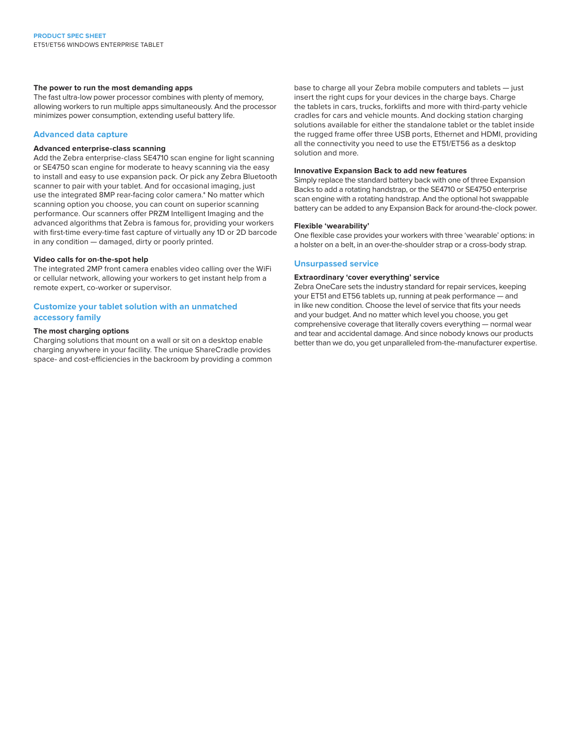### The power to run the most demanding apps

The fast ultra-low power processor combines with plenty of memory, allowing workers to run multiple apps simultaneously. And the processor minimizes power consumption, extending useful battery life.

## Advanced data capture

### Advanced enterprise-class scanning

Add the Zebra enterprise-class SE4710 scan engine for light scanning or SE4750 scan engine for moderate to heavy scanning via the easy to install and easy to use expansion pack. Or pick any Zebra Bluetooth scanner to pair with your tablet. And for occasional imaging, just use the integrated 8MP rear-facing color camera.* No matter which scanning option you choose, you can count on superior scanning performance. Our scanners offer PRZM Intelligent Imaging and the advanced algorithms that Zebra is famous for, providing your workers with first-time every-time fast capture of virtually any 1D or 2D barcode in any condition — damaged, dirty or poorly printed.

### Video calls for on-the-spot help

The integrated 2MP front camera enables video calling over the WiFi or cellular network, allowing your workers to get instant help from a remote expert, co-worker or supervisor.

## Customize your tablet solution with an unmatched accessory family

### The most charging options

Charging solutions that mount on a wall or sit on a desktop enable charging anywhere in your facility. The unique ShareCradle provides space- and cost-efficiencies in the backroom by providing a common base to charge all your Zebra mobile computers and tablets — just insert the right cups for your devices in the charge bays. Charge the tablets in cars, trucks, forklifts and more with third-party vehicle cradles for cars and vehicle mounts. And docking station charging solutions available for either the standalone tablet or the tablet inside the rugged frame offer three USB ports, Ethernet and HDMI, providing all the connectivity you need to use the ET51/ET56 as a desktop solution and more.

### Innovative Expansion Back to add new features

Simply replace the standard battery back with one of three Expansion Backs to add a rotating handstrap, or the SE4710 or SE4750 enterprise scan engine with a rotating handstrap. And the optional hot swappable battery can be added to any Expansion Back for around-the-clock power.

### Flexible 'wearability'

One flexible case provides your workers with three 'wearable' options: in a holster on a belt, in an over-the-shoulder strap or a cross-body strap.

## Unsurpassed service

### Extraordinary 'cover everything' service

Zebra OneCare sets the industry standard for repair services, keeping your ET51 and ET56 tablets up, running at peak performance — and in like new condition. Choose the level of service that fits your needs and your budget. And no matter which level you choose, you get comprehensive coverage that literally covers everything — normal wear and tear and accidental damage. And since nobody knows our products better than we do, you get unparalleled from-the-manufacturer expertise.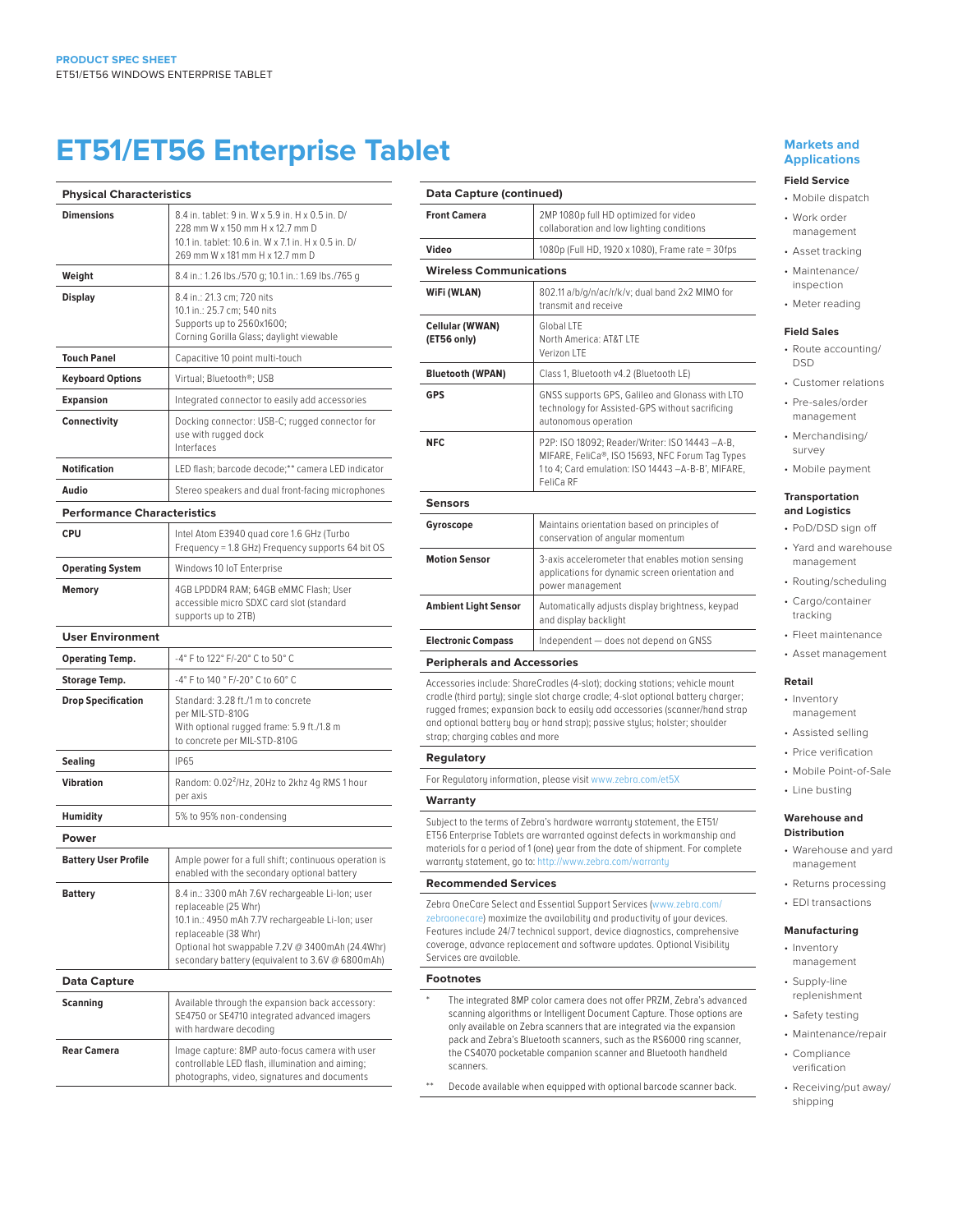# ET51/ET56 Enterprise Tablet

## Physical Characteristics

| | |
|---|---|
| **Dimensions** | 8.4 in. tablet: 9 in. W x 5.9 in. H x 0.5 in. D/ 228 mm W x 150 mm H x 12.7 mm D<br>10.1 in. tablet: 10.6 in. W x 7.1 in. H x 0.5 in. D/ 269 mm W x 181 mm H x 12.7 mm D |
| **Weight** | 8.4 in.: 1.26 lbs./570 g; 10.1 in.: 1.69 lbs./765 g |
| **Display** | 8.4 in.: 21.3 cm; 720 nits<br>10.1 in.: 25.7 cm; 540 nits<br>Supports up to 2560x1600;<br>Corning Gorilla Glass; daylight viewable |
| **Touch Panel** | Capacitive 10 point multi-touch |
| **Keyboard Options** | Virtual; Bluetooth®; USB |
| **Expansion** | Integrated connector to easily add accessories |
| **Connectivity** | Docking connector: USB-C; rugged connector for use with rugged dock<br>Interfaces |
| **Notification** | LED flash; barcode decode;** camera LED indicator |
| **Audio** | Stereo speakers and dual front-facing microphones |

## Performance Characteristics

| | |
|---|---|
| **CPU** | Intel Atom E3940 quad core 1.6 GHz (Turbo Frequency = 1.8 GHz) Frequency supports 64 bit OS |
| **Operating System** | Windows 10 IoT Enterprise |
| **Memory** | 4GB LPDDR4 RAM; 64GB eMMC Flash; User accessible micro SDXC card slot (standard supports up to 2TB) |

## User Environment

| | |
|---|---|
| **Operating Temp.** | -4° F to 122° F/-20° C to 50° C |
| **Storage Temp.** | -4° F to 140 ° F/-20° C to 60° C |
| **Drop Specification** | Standard: 3.28 ft./1 m to concrete per MIL-STD-810G<br>With optional rugged frame: 5.9 ft./1.8 m to concrete per MIL-STD-810G |
| **Sealing** | IP65 |
| **Vibration** | Random: $0.02^2$/Hz, 20Hz to 2khz 4g RMS 1 hour per axis |
| **Humidity** | 5% to 95% non-condensing |

## Power

| | |
|---|---|
| **Battery User Profile** | Ample power for a full shift; continuous operation is enabled with the secondary optional battery |
| **Battery** | 8.4 in.: 3300 mAh 7.6V rechargeable Li-Ion; user replaceable (25 Whr)<br>10.1 in.: 4950 mAh 7.7V rechargeable Li-Ion; user replaceable (38 Whr)<br>Optional hot swappable 7.2V @ 3400mAh (24.4Whr) secondary battery (equivalent to 3.6V @ 6800mAh) |

## Data Capture

| | |
|---|---|
| **Scanning** | Available through the expansion back accessory: SE4750 or SE4710 integrated advanced imagers with hardware decoding |
| **Rear Camera** | Image capture: 8MP auto-focus camera with user controllable LED flash, illumination and aiming; photographs, video, signatures and documents |

## Data Capture (continued)

| | |
|---|---|
| **Front Camera** | 2MP 1080p full HD optimized for video collaboration and low lighting conditions |
| **Video** | 1080p (Full HD, 1920 x 1080), Frame rate = 30fps |

## Wireless Communications

| | |
|---|---|
| **WiFi (WLAN)** | 802.11 a/b/g/n/ac/r/k/v; dual band 2x2 MIMO for transmit and receive |
| **Cellular (WWAN) (ET56 only)** | Global LTE<br>North America: AT&T LTE<br>Verizon LTE |
| **Bluetooth (WPAN)** | Class 1, Bluetooth v4.2 (Bluetooth LE) |
| **GPS** | GNSS supports GPS, Galileo and Glonass with LTO technology for Assisted-GPS without sacrificing autonomous operation |
| **NFC** | P2P: ISO 18092; Reader/Writer: ISO 14443 –A-B, MIFARE, FeliCa®, ISO 15693, NFC Forum Tag Types 1 to 4; Card emulation: ISO 14443 –A-B-B', MIFARE, FeliCa RF |

## Sensors

| | |
|---|---|
| **Gyroscope** | Maintains orientation based on principles of conservation of angular momentum |
| **Motion Sensor** | 3-axis accelerometer that enables motion sensing applications for dynamic screen orientation and power management |
| **Ambient Light Sensor** | Automatically adjusts display brightness, keypad and display backlight |
| **Electronic Compass** | Independent — does not depend on GNSS |

## Peripherals and Accessories

Accessories include: ShareCradles (4-slot); docking stations; vehicle mount cradle (third party); single slot charge cradle; 4-slot optional battery charger; rugged frames; expansion back to easily add accessories (scanner/hand strap and optional battery bay or hand strap); passive stylus; holster; shoulder strap; charging cables and more

## Regulatory

For Regulatory information, please visit www.zebra.com/et5X

## Warranty

Subject to the terms of Zebra's hardware warranty statement, the ET51/ ET56 Enterprise Tablets are warranted against defects in workmanship and materials for a period of 1 (one) year from the date of shipment. For complete warranty statement, go to: http://www.zebra.com/warranty

## Recommended Services

Zebra OneCare Select and Essential Support Services (www.zebra.com/zebraonecare) maximize the availability and productivity of your devices. Features include 24/7 technical support, device diagnostics, comprehensive coverage, advance replacement and software updates. Optional Visibility Services are available.

## Footnotes

\* The integrated 8MP color camera does not offer PRZM, Zebra's advanced scanning algorithms or Intelligent Document Capture. Those options are only available on Zebra scanners that are integrated via the expansion pack and Zebra's Bluetooth scanners, such as the RS6000 ring scanner, the CS4070 pocketable companion scanner and Bluetooth handheld scanners.

\*\* Decode available when equipped with optional barcode scanner back.

## Markets and Applications

### Field Service
- Mobile dispatch
- Work order management
- Asset tracking
- Maintenance/ inspection
- Meter reading

### Field Sales
- Route accounting/ DSD
- Customer relations
- Pre-sales/order management
- Merchandising/ survey
- Mobile payment

### Transportation and Logistics
- PoD/DSD sign off
- Yard and warehouse management
- Routing/scheduling
- Cargo/container tracking
- Fleet maintenance
- Asset management

### Retail
- Inventory management
- Assisted selling
- Price verification
- Mobile Point-of-Sale
- Line busting

### Warehouse and Distribution
- Warehouse and yard management
- Returns processing
- EDI transactions

### Manufacturing
- Inventory management
- Supply-line replenishment
- Safety testing
- Maintenance/repair
- Compliance verification
- Receiving/put away/ shipping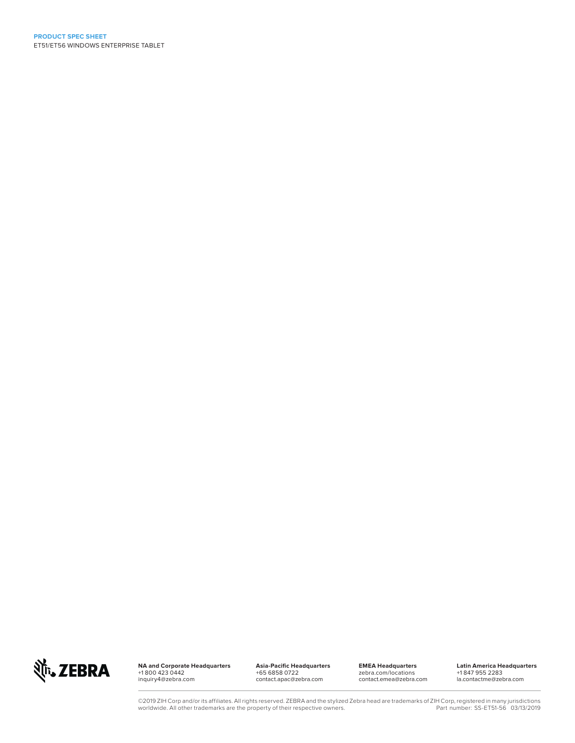**NA and Corporate Headquarters**
+1 800 423 0442
inquiry4@zebra.com

**Asia-Pacific Headquarters**
+65 6858 0722
contact.apac@zebra.com

**EMEA Headquarters**
zebra.com/locations
contact.emea@zebra.com

**Latin America Headquarters**
+1 847 955 2283
la.contactme@zebra.com

©2019 ZIH Corp and/or its affiliates. All rights reserved. ZEBRA and the stylized Zebra head are trademarks of ZIH Corp, registered in many jurisdictions worldwide. All other trademarks are the property of their respective owners. Part number: SS-ET51-56 03/13/2019